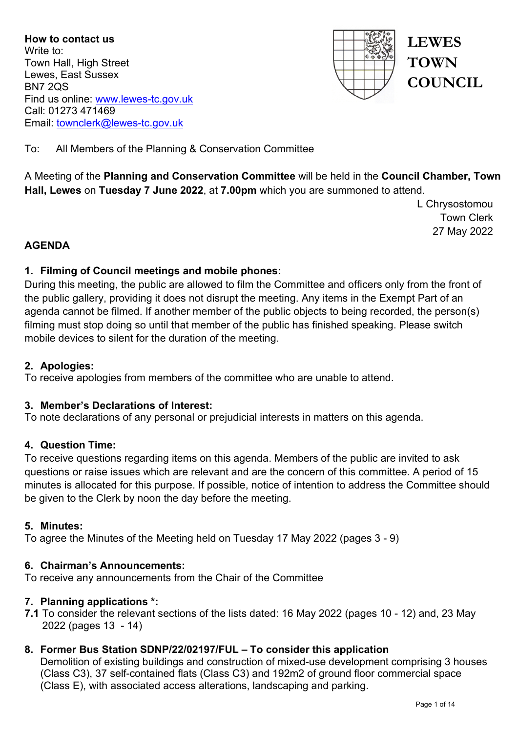**How to contact us**
Write to:
Town Hall, High Street
Lewes, East Sussex
BN7 2QS
Find us online: www.lewes-tc.gov.uk
Call: 01273 471469
Email: townclerk@lewes-tc.gov.uk

**LEWES TOWN COUNCIL**

To: All Members of the Planning & Conservation Committee

A Meeting of the **Planning and Conservation Committee** will be held in the **Council Chamber, Town Hall, Lewes** on **Tuesday 7 June 2022**, at **7.00pm** which you are summoned to attend.

L Chrysostomou
Town Clerk
27 May 2022

**AGENDA**

**1. Filming of Council meetings and mobile phones:**
During this meeting, the public are allowed to film the Committee and officers only from the front of the public gallery, providing it does not disrupt the meeting. Any items in the Exempt Part of an agenda cannot be filmed. If another member of the public objects to being recorded, the person(s) filming must stop doing so until that member of the public has finished speaking. Please switch mobile devices to silent for the duration of the meeting.

**2. Apologies:**
To receive apologies from members of the committee who are unable to attend.

**3. Member's Declarations of Interest:**
To note declarations of any personal or prejudicial interests in matters on this agenda.

**4. Question Time:**
To receive questions regarding items on this agenda. Members of the public are invited to ask questions or raise issues which are relevant and are the concern of this committee. A period of 15 minutes is allocated for this purpose. If possible, notice of intention to address the Committee should be given to the Clerk by noon the day before the meeting.

**5. Minutes:**
To agree the Minutes of the Meeting held on Tuesday 17 May 2022 (pages 3 - 9)

**6. Chairman's Announcements:**
To receive any announcements from the Chair of the Committee

**7. Planning applications *:**
**7.1** To consider the relevant sections of the lists dated: 16 May 2022 (pages 10 - 12) and, 23 May 2022 (pages 13 - 14)

**8. Former Bus Station SDNP/22/02197/FUL – To consider this application**
Demolition of existing buildings and construction of mixed-use development comprising 3 houses (Class C3), 37 self-contained flats (Class C3) and 192m2 of ground floor commercial space (Class E), with associated access alterations, landscaping and parking.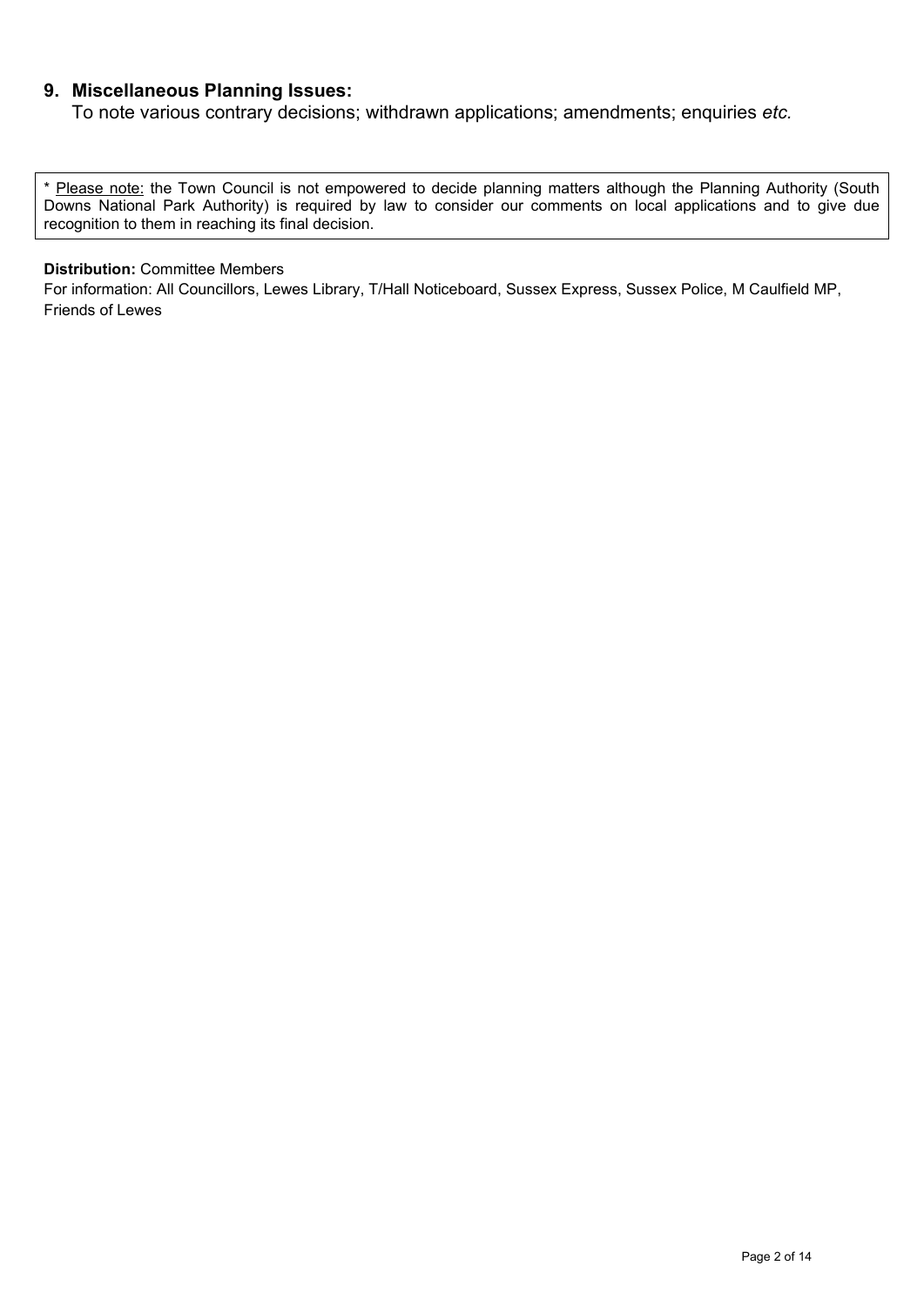## 9. Miscellaneous Planning Issues:

To note various contrary decisions; withdrawn applications; amendments; enquiries *etc.*

> * Please note: the Town Council is not empowered to decide planning matters although the Planning Authority (South Downs National Park Authority) is required by law to consider our comments on local applications and to give due recognition to them in reaching its final decision.

**Distribution:** Committee Members

For information: All Councillors, Lewes Library, T/Hall Noticeboard, Sussex Express, Sussex Police, M Caulfield MP, Friends of Lewes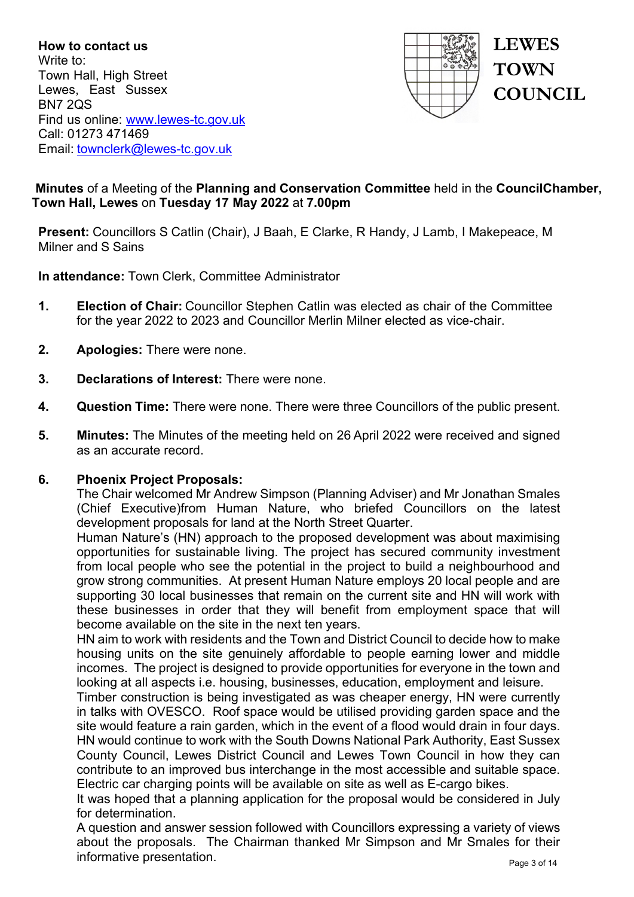**How to contact us**
Write to:
Town Hall, High Street
Lewes, East Sussex
BN7 2QS
Find us online: www.lewes-tc.gov.uk
Call: 01273 471469
Email: townclerk@lewes-tc.gov.uk

**LEWES TOWN COUNCIL**

**Minutes** of a Meeting of the **Planning and Conservation Committee** held in the **CouncilChamber, Town Hall, Lewes** on **Tuesday 17 May 2022** at **7.00pm**

**Present:** Councillors S Catlin (Chair), J Baah, E Clarke, R Handy, J Lamb, I Makepeace, M Milner and S Sains

**In attendance:** Town Clerk, Committee Administrator

1. **Election of Chair:** Councillor Stephen Catlin was elected as chair of the Committee for the year 2022 to 2023 and Councillor Merlin Milner elected as vice-chair.

2. **Apologies:** There were none.

3. **Declarations of Interest:** There were none.

4. **Question Time:** There were none. There were three Councillors of the public present.

5. **Minutes:** The Minutes of the meeting held on 26 April 2022 were received and signed as an accurate record.

6. **Phoenix Project Proposals:**
The Chair welcomed Mr Andrew Simpson (Planning Adviser) and Mr Jonathan Smales (Chief Executive)from Human Nature, who briefed Councillors on the latest development proposals for land at the North Street Quarter.
Human Nature's (HN) approach to the proposed development was about maximising opportunities for sustainable living. The project has secured community investment from local people who see the potential in the project to build a neighbourhood and grow strong communities. At present Human Nature employs 20 local people and are supporting 30 local businesses that remain on the current site and HN will work with these businesses in order that they will benefit from employment space that will become available on the site in the next ten years.
HN aim to work with residents and the Town and District Council to decide how to make housing units on the site genuinely affordable to people earning lower and middle incomes. The project is designed to provide opportunities for everyone in the town and looking at all aspects i.e. housing, businesses, education, employment and leisure.
Timber construction is being investigated as was cheaper energy, HN were currently in talks with OVESCO. Roof space would be utilised providing garden space and the site would feature a rain garden, which in the event of a flood would drain in four days. HN would continue to work with the South Downs National Park Authority, East Sussex County Council, Lewes District Council and Lewes Town Council in how they can contribute to an improved bus interchange in the most accessible and suitable space. Electric car charging points will be available on site as well as E-cargo bikes.
It was hoped that a planning application for the proposal would be considered in July for determination.
A question and answer session followed with Councillors expressing a variety of views about the proposals. The Chairman thanked Mr Simpson and Mr Smales for their informative presentation.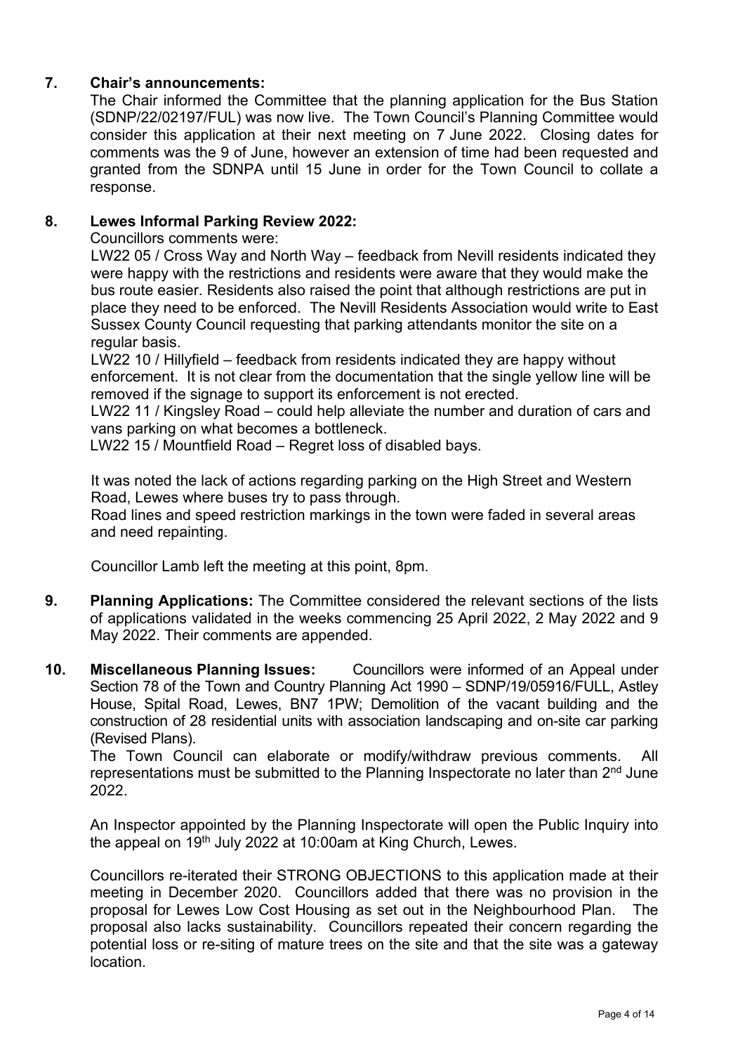**7. Chair's announcements:**

The Chair informed the Committee that the planning application for the Bus Station (SDNP/22/02197/FUL) was now live. The Town Council's Planning Committee would consider this application at their next meeting on 7 June 2022. Closing dates for comments was the 9 of June, however an extension of time had been requested and granted from the SDNPA until 15 June in order for the Town Council to collate a response.

**8. Lewes Informal Parking Review 2022:**

Councillors comments were:

LW22 05 / Cross Way and North Way – feedback from Nevill residents indicated they were happy with the restrictions and residents were aware that they would make the bus route easier. Residents also raised the point that although restrictions are put in place they need to be enforced. The Nevill Residents Association would write to East Sussex County Council requesting that parking attendants monitor the site on a regular basis.

LW22 10 / Hillyfield – feedback from residents indicated they are happy without enforcement. It is not clear from the documentation that the single yellow line will be removed if the signage to support its enforcement is not erected.

LW22 11 / Kingsley Road – could help alleviate the number and duration of cars and vans parking on what becomes a bottleneck.

LW22 15 / Mountfield Road – Regret loss of disabled bays.

It was noted the lack of actions regarding parking on the High Street and Western Road, Lewes where buses try to pass through.

Road lines and speed restriction markings in the town were faded in several areas and need repainting.

Councillor Lamb left the meeting at this point, 8pm.

**9. Planning Applications:** The Committee considered the relevant sections of the lists of applications validated in the weeks commencing 25 April 2022, 2 May 2022 and 9 May 2022. Their comments are appended.

**10. Miscellaneous Planning Issues:** Councillors were informed of an Appeal under Section 78 of the Town and Country Planning Act 1990 – SDNP/19/05916/FULL, Astley House, Spital Road, Lewes, BN7 1PW; Demolition of the vacant building and the construction of 28 residential units with association landscaping and on-site car parking (Revised Plans).

The Town Council can elaborate or modify/withdraw previous comments. All representations must be submitted to the Planning Inspectorate no later than 2nd June 2022.

An Inspector appointed by the Planning Inspectorate will open the Public Inquiry into the appeal on 19th July 2022 at 10:00am at King Church, Lewes.

Councillors re-iterated their STRONG OBJECTIONS to this application made at their meeting in December 2020. Councillors added that there was no provision in the proposal for Lewes Low Cost Housing as set out in the Neighbourhood Plan. The proposal also lacks sustainability. Councillors repeated their concern regarding the potential loss or re-siting of mature trees on the site and that the site was a gateway location.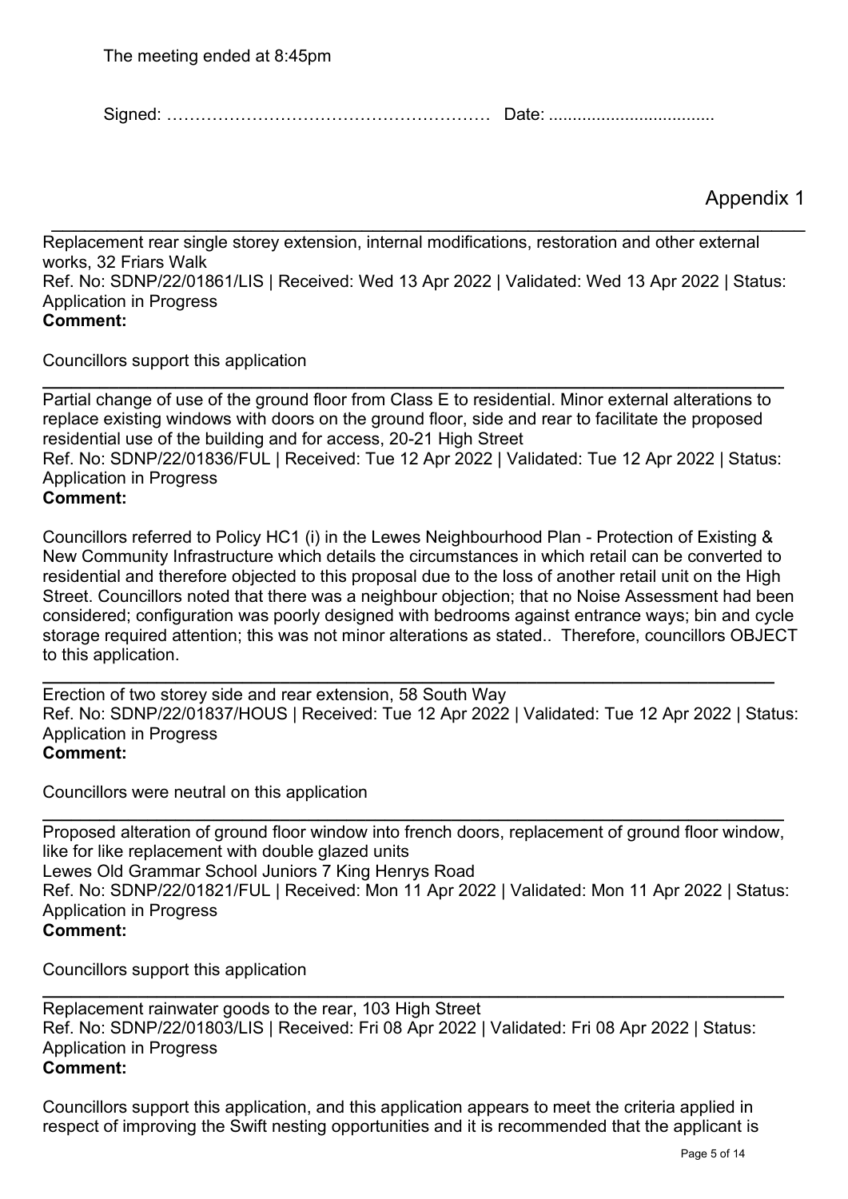The meeting ended at 8:45pm

Signed: ………………………………………………… Date: ...................................

Appendix 1

---

Replacement rear single storey extension, internal modifications, restoration and other external works, 32 Friars Walk
Ref. No: SDNP/22/01861/LIS | Received: Wed 13 Apr 2022 | Validated: Wed 13 Apr 2022 | Status: Application in Progress
**Comment:**

Councillors support this application

---

Partial change of use of the ground floor from Class E to residential. Minor external alterations to replace existing windows with doors on the ground floor, side and rear to facilitate the proposed residential use of the building and for access, 20-21 High Street
Ref. No: SDNP/22/01836/FUL | Received: Tue 12 Apr 2022 | Validated: Tue 12 Apr 2022 | Status: Application in Progress
**Comment:**

Councillors referred to Policy HC1 (i) in the Lewes Neighbourhood Plan - Protection of Existing & New Community Infrastructure which details the circumstances in which retail can be converted to residential and therefore objected to this proposal due to the loss of another retail unit on the High Street. Councillors noted that there was a neighbour objection; that no Noise Assessment had been considered; configuration was poorly designed with bedrooms against entrance ways; bin and cycle storage required attention; this was not minor alterations as stated.. Therefore, councillors OBJECT to this application.

---

Erection of two storey side and rear extension, 58 South Way
Ref. No: SDNP/22/01837/HOUS | Received: Tue 12 Apr 2022 | Validated: Tue 12 Apr 2022 | Status: Application in Progress
**Comment:**

Councillors were neutral on this application

---

Proposed alteration of ground floor window into french doors, replacement of ground floor window, like for like replacement with double glazed units
Lewes Old Grammar School Juniors 7 King Henrys Road
Ref. No: SDNP/22/01821/FUL | Received: Mon 11 Apr 2022 | Validated: Mon 11 Apr 2022 | Status: Application in Progress
**Comment:**

Councillors support this application

---

Replacement rainwater goods to the rear, 103 High Street
Ref. No: SDNP/22/01803/LIS | Received: Fri 08 Apr 2022 | Validated: Fri 08 Apr 2022 | Status: Application in Progress
**Comment:**

Councillors support this application, and this application appears to meet the criteria applied in respect of improving the Swift nesting opportunities and it is recommended that the applicant is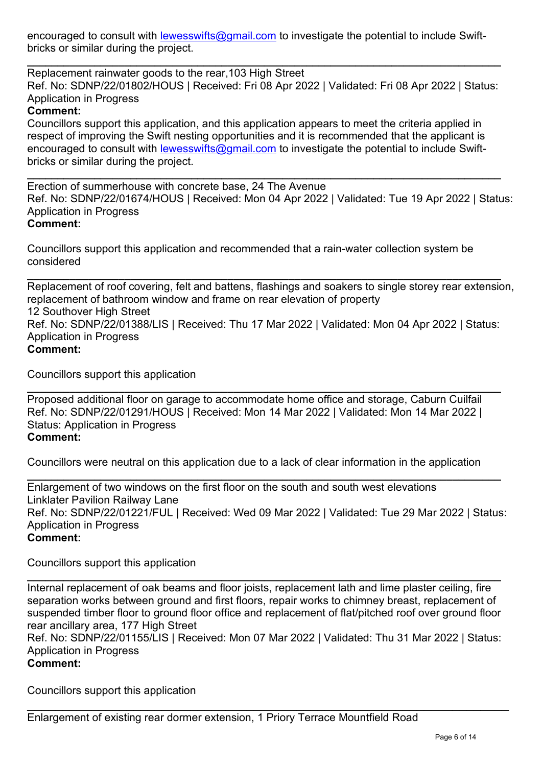encouraged to consult with lewesswifts@gmail.com to investigate the potential to include Swift-bricks or similar during the project.

---

Replacement rainwater goods to the rear,103 High Street
Ref. No: SDNP/22/01802/HOUS | Received: Fri 08 Apr 2022 | Validated: Fri 08 Apr 2022 | Status: Application in Progress

**Comment:**

Councillors support this application, and this application appears to meet the criteria applied in respect of improving the Swift nesting opportunities and it is recommended that the applicant is encouraged to consult with lewesswifts@gmail.com to investigate the potential to include Swift-bricks or similar during the project.

---

Erection of summerhouse with concrete base, 24 The Avenue
Ref. No: SDNP/22/01674/HOUS | Received: Mon 04 Apr 2022 | Validated: Tue 19 Apr 2022 | Status: Application in Progress

**Comment:**

Councillors support this application and recommended that a rain-water collection system be considered

---

Replacement of roof covering, felt and battens, flashings and soakers to single storey rear extension, replacement of bathroom window and frame on rear elevation of property
12 Southover High Street
Ref. No: SDNP/22/01388/LIS | Received: Thu 17 Mar 2022 | Validated: Mon 04 Apr 2022 | Status: Application in Progress

**Comment:**

Councillors support this application

---

Proposed additional floor on garage to accommodate home office and storage, Caburn Cuilfail
Ref. No: SDNP/22/01291/HOUS | Received: Mon 14 Mar 2022 | Validated: Mon 14 Mar 2022 | Status: Application in Progress

**Comment:**

Councillors were neutral on this application due to a lack of clear information in the application

---

Enlargement of two windows on the first floor on the south and south west elevations
Linklater Pavilion Railway Lane
Ref. No: SDNP/22/01221/FUL | Received: Wed 09 Mar 2022 | Validated: Tue 29 Mar 2022 | Status: Application in Progress

**Comment:**

Councillors support this application

---

Internal replacement of oak beams and floor joists, replacement lath and lime plaster ceiling, fire separation works between ground and first floors, repair works to chimney breast, replacement of suspended timber floor to ground floor office and replacement of flat/pitched roof over ground floor rear ancillary area, 177 High Street
Ref. No: SDNP/22/01155/LIS | Received: Mon 07 Mar 2022 | Validated: Thu 31 Mar 2022 | Status: Application in Progress

**Comment:**

Councillors support this application

---

Enlargement of existing rear dormer extension, 1 Priory Terrace Mountfield Road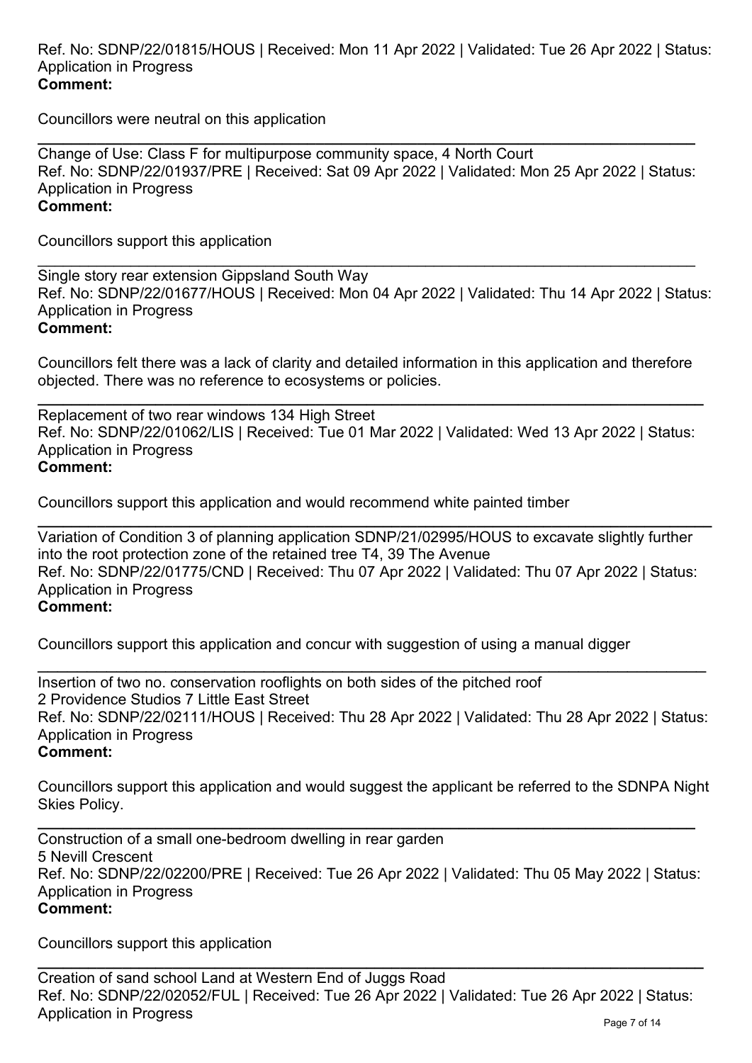Ref. No: SDNP/22/01815/HOUS | Received: Mon 11 Apr 2022 | Validated: Tue 26 Apr 2022 | Status: Application in Progress
**Comment:**

Councillors were neutral on this application

---

Change of Use: Class F for multipurpose community space, 4 North Court
Ref. No: SDNP/22/01937/PRE | Received: Sat 09 Apr 2022 | Validated: Mon 25 Apr 2022 | Status: Application in Progress
**Comment:**

Councillors support this application

---

Single story rear extension Gippsland South Way
Ref. No: SDNP/22/01677/HOUS | Received: Mon 04 Apr 2022 | Validated: Thu 14 Apr 2022 | Status: Application in Progress
**Comment:**

Councillors felt there was a lack of clarity and detailed information in this application and therefore objected. There was no reference to ecosystems or policies.

---

Replacement of two rear windows 134 High Street
Ref. No: SDNP/22/01062/LIS | Received: Tue 01 Mar 2022 | Validated: Wed 13 Apr 2022 | Status: Application in Progress
**Comment:**

Councillors support this application and would recommend white painted timber

---

Variation of Condition 3 of planning application SDNP/21/02995/HOUS to excavate slightly further into the root protection zone of the retained tree T4, 39 The Avenue
Ref. No: SDNP/22/01775/CND | Received: Thu 07 Apr 2022 | Validated: Thu 07 Apr 2022 | Status: Application in Progress
**Comment:**

Councillors support this application and concur with suggestion of using a manual digger

---

Insertion of two no. conservation rooflights on both sides of the pitched roof
2 Providence Studios 7 Little East Street
Ref. No: SDNP/22/02111/HOUS | Received: Thu 28 Apr 2022 | Validated: Thu 28 Apr 2022 | Status: Application in Progress
**Comment:**

Councillors support this application and would suggest the applicant be referred to the SDNPA Night Skies Policy.

---

Construction of a small one-bedroom dwelling in rear garden
5 Nevill Crescent
Ref. No: SDNP/22/02200/PRE | Received: Tue 26 Apr 2022 | Validated: Thu 05 May 2022 | Status: Application in Progress
**Comment:**

Councillors support this application

---

Creation of sand school Land at Western End of Juggs Road
Ref. No: SDNP/22/02052/FUL | Received: Tue 26 Apr 2022 | Validated: Tue 26 Apr 2022 | Status: Application in Progress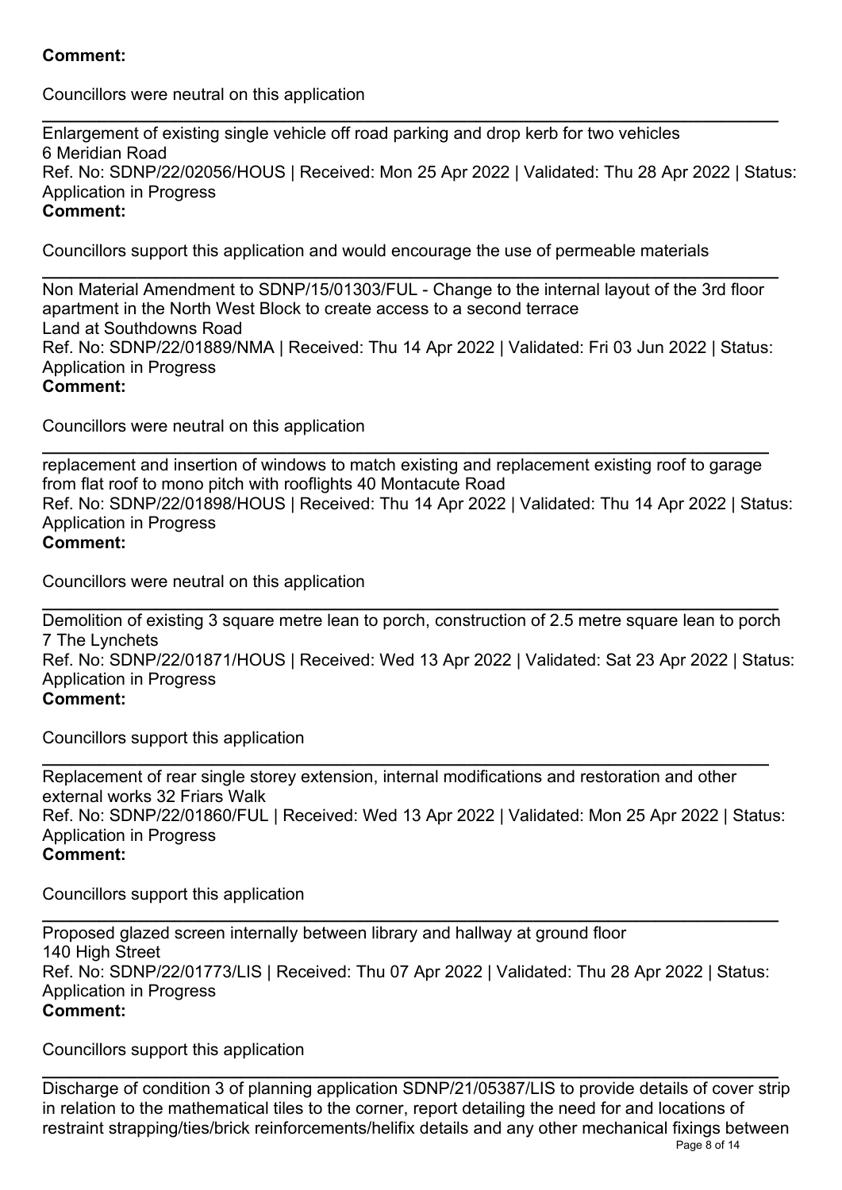**Comment:**

Councillors were neutral on this application

---

Enlargement of existing single vehicle off road parking and drop kerb for two vehicles
6 Meridian Road
Ref. No: SDNP/22/02056/HOUS | Received: Mon 25 Apr 2022 | Validated: Thu 28 Apr 2022 | Status: Application in Progress
**Comment:**

Councillors support this application and would encourage the use of permeable materials

---

Non Material Amendment to SDNP/15/01303/FUL - Change to the internal layout of the 3rd floor apartment in the North West Block to create access to a second terrace
Land at Southdowns Road
Ref. No: SDNP/22/01889/NMA | Received: Thu 14 Apr 2022 | Validated: Fri 03 Jun 2022 | Status: Application in Progress
**Comment:**

Councillors were neutral on this application

---

replacement and insertion of windows to match existing and replacement existing roof to garage from flat roof to mono pitch with rooflights 40 Montacute Road
Ref. No: SDNP/22/01898/HOUS | Received: Thu 14 Apr 2022 | Validated: Thu 14 Apr 2022 | Status: Application in Progress
**Comment:**

Councillors were neutral on this application

---

Demolition of existing 3 square metre lean to porch, construction of 2.5 metre square lean to porch
7 The Lynchets
Ref. No: SDNP/22/01871/HOUS | Received: Wed 13 Apr 2022 | Validated: Sat 23 Apr 2022 | Status: Application in Progress
**Comment:**

Councillors support this application

---

Replacement of rear single storey extension, internal modifications and restoration and other external works 32 Friars Walk
Ref. No: SDNP/22/01860/FUL | Received: Wed 13 Apr 2022 | Validated: Mon 25 Apr 2022 | Status: Application in Progress
**Comment:**

Councillors support this application

---

Proposed glazed screen internally between library and hallway at ground floor
140 High Street
Ref. No: SDNP/22/01773/LIS | Received: Thu 07 Apr 2022 | Validated: Thu 28 Apr 2022 | Status: Application in Progress
**Comment:**

Councillors support this application

---

Discharge of condition 3 of planning application SDNP/21/05387/LIS to provide details of cover strip in relation to the mathematical tiles to the corner, report detailing the need for and locations of restraint strapping/ties/brick reinforcements/helifix details and any other mechanical fixings between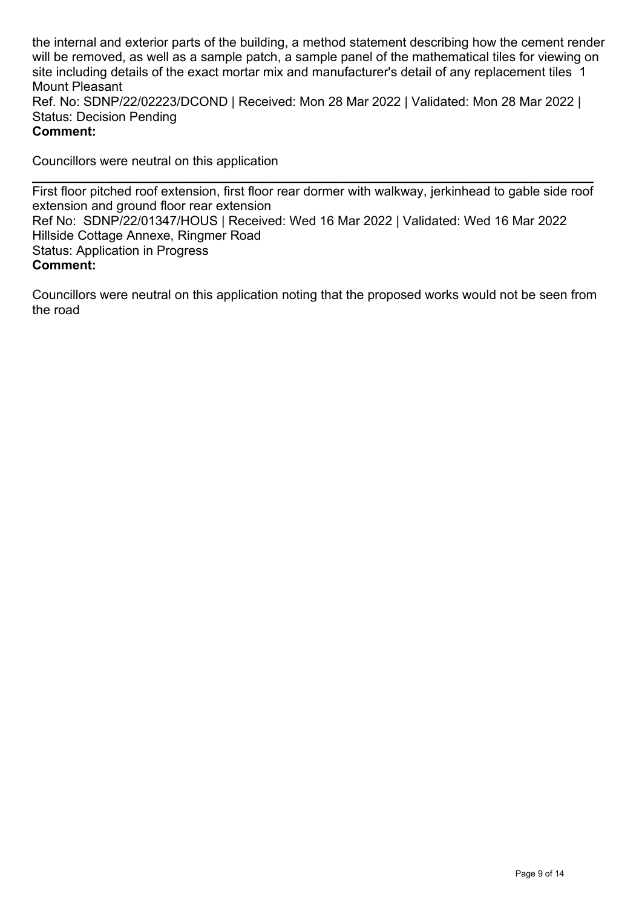the internal and exterior parts of the building, a method statement describing how the cement render will be removed, as well as a sample patch, a sample panel of the mathematical tiles for viewing on site including details of the exact mortar mix and manufacturer's detail of any replacement tiles 1 Mount Pleasant

Ref. No: SDNP/22/02223/DCOND | Received: Mon 28 Mar 2022 | Validated: Mon 28 Mar 2022 | Status: Decision Pending

**Comment:**

Councillors were neutral on this application

---

First floor pitched roof extension, first floor rear dormer with walkway, jerkinhead to gable side roof extension and ground floor rear extension

Ref No: SDNP/22/01347/HOUS | Received: Wed 16 Mar 2022 | Validated: Wed 16 Mar 2022

Hillside Cottage Annexe, Ringmer Road

Status: Application in Progress

**Comment:**

Councillors were neutral on this application noting that the proposed works would not be seen from the road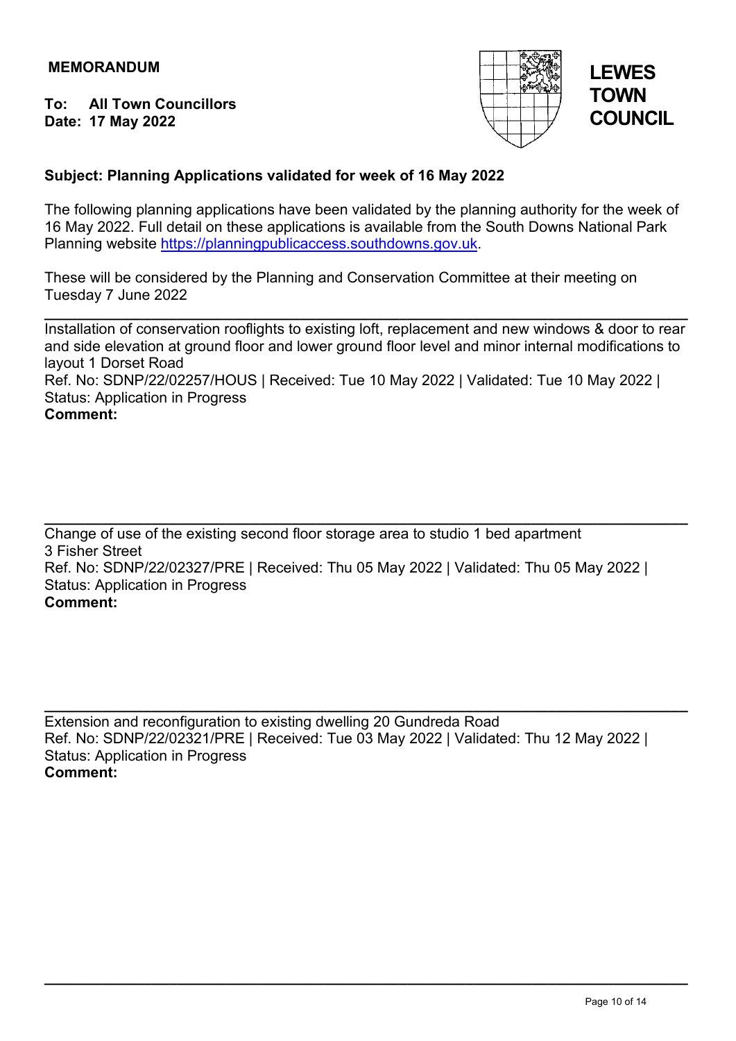**MEMORANDUM**

**To: All Town Councillors**
**Date: 17 May 2022**

**LEWES TOWN COUNCIL**

**Subject: Planning Applications validated for week of 16 May 2022**

The following planning applications have been validated by the planning authority for the week of 16 May 2022. Full detail on these applications is available from the South Downs National Park Planning website https://planningpublicaccess.southdowns.gov.uk.

These will be considered by the Planning and Conservation Committee at their meeting on Tuesday 7 June 2022

---

Installation of conservation rooflights to existing loft, replacement and new windows & door to rear and side elevation at ground floor and lower ground floor level and minor internal modifications to layout 1 Dorset Road
Ref. No: SDNP/22/02257/HOUS | Received: Tue 10 May 2022 | Validated: Tue 10 May 2022 | Status: Application in Progress
**Comment:**

---

Change of use of the existing second floor storage area to studio 1 bed apartment
3 Fisher Street
Ref. No: SDNP/22/02327/PRE | Received: Thu 05 May 2022 | Validated: Thu 05 May 2022 | Status: Application in Progress
**Comment:**

---

Extension and reconfiguration to existing dwelling 20 Gundreda Road
Ref. No: SDNP/22/02321/PRE | Received: Tue 03 May 2022 | Validated: Thu 12 May 2022 | Status: Application in Progress
**Comment:**

---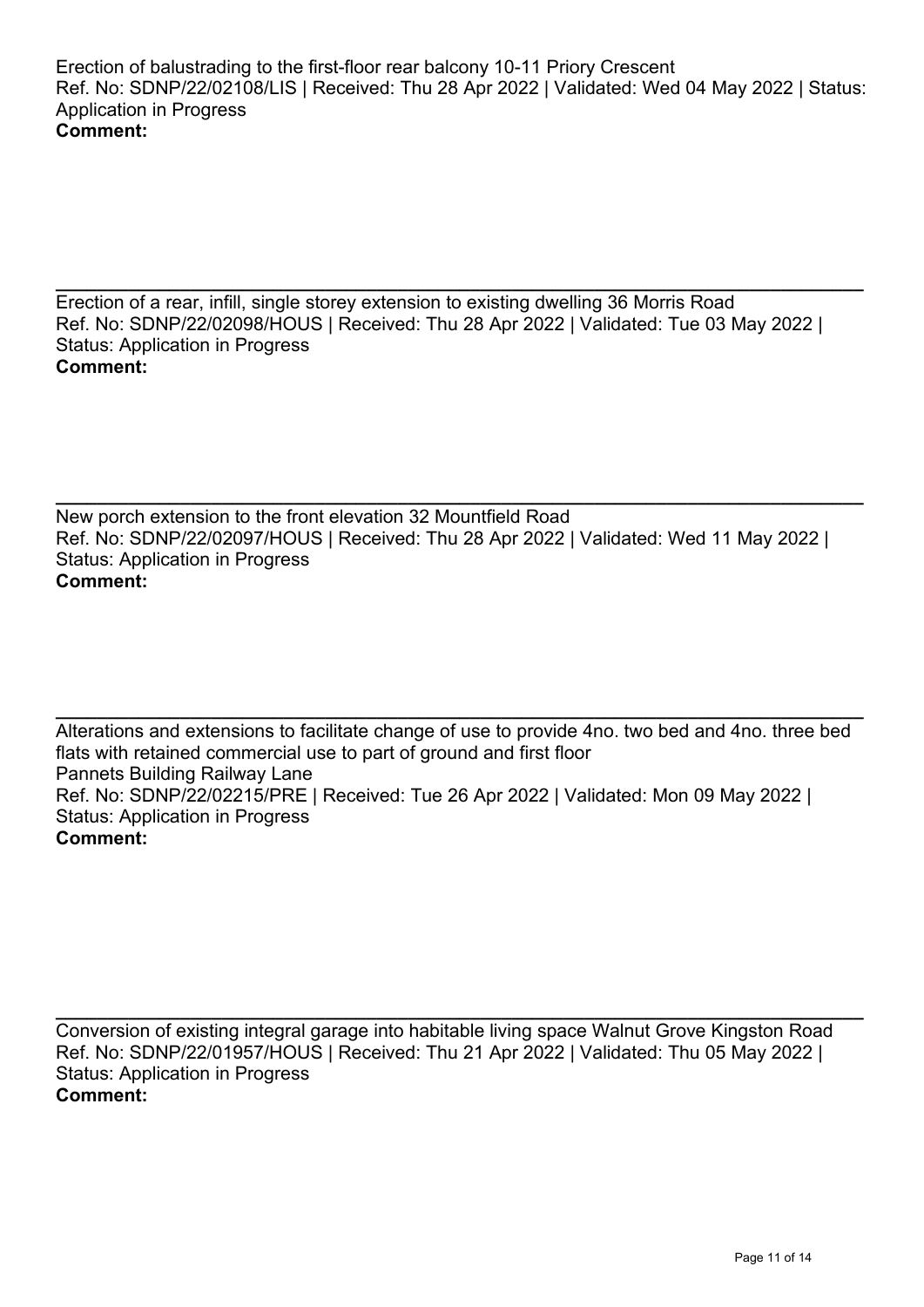Erection of balustrading to the first-floor rear balcony 10-11 Priory Crescent
Ref. No: SDNP/22/02108/LIS | Received: Thu 28 Apr 2022 | Validated: Wed 04 May 2022 | Status: Application in Progress
**Comment:**

---

Erection of a rear, infill, single storey extension to existing dwelling 36 Morris Road
Ref. No: SDNP/22/02098/HOUS | Received: Thu 28 Apr 2022 | Validated: Tue 03 May 2022 | Status: Application in Progress
**Comment:**

---

New porch extension to the front elevation 32 Mountfield Road
Ref. No: SDNP/22/02097/HOUS | Received: Thu 28 Apr 2022 | Validated: Wed 11 May 2022 | Status: Application in Progress
**Comment:**

---

Alterations and extensions to facilitate change of use to provide 4no. two bed and 4no. three bed flats with retained commercial use to part of ground and first floor
Pannets Building Railway Lane
Ref. No: SDNP/22/02215/PRE | Received: Tue 26 Apr 2022 | Validated: Mon 09 May 2022 | Status: Application in Progress
**Comment:**

---

Conversion of existing integral garage into habitable living space Walnut Grove Kingston Road
Ref. No: SDNP/22/01957/HOUS | Received: Thu 21 Apr 2022 | Validated: Thu 05 May 2022 | Status: Application in Progress
**Comment:**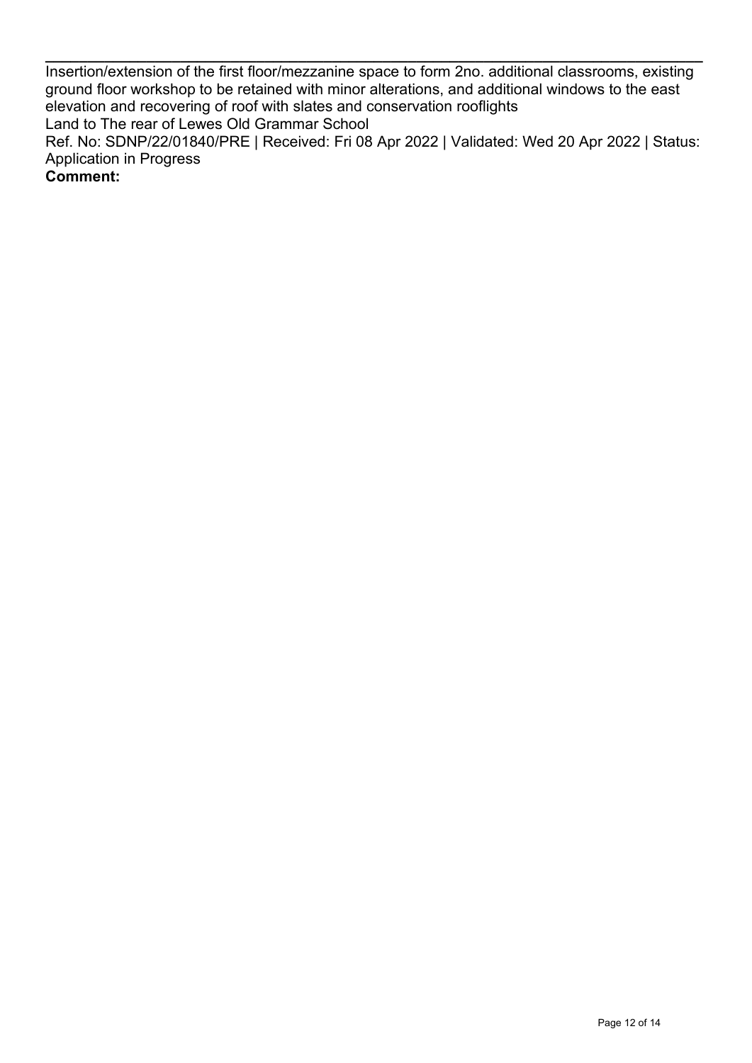---

Insertion/extension of the first floor/mezzanine space to form 2no. additional classrooms, existing ground floor workshop to be retained with minor alterations, and additional windows to the east elevation and recovering of roof with slates and conservation rooflights

Land to The rear of Lewes Old Grammar School

Ref. No: SDNP/22/01840/PRE | Received: Fri 08 Apr 2022 | Validated: Wed 20 Apr 2022 | Status: Application in Progress

**Comment:**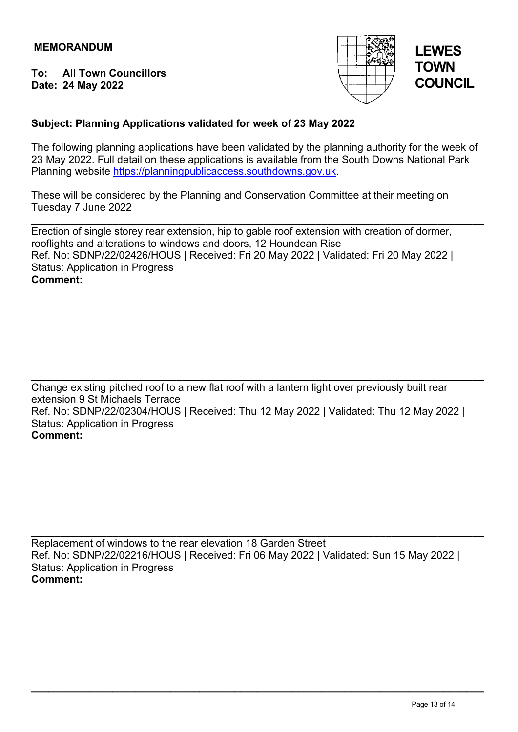**MEMORANDUM**

**To: All Town Councillors**
**Date: 24 May 2022**

**LEWES TOWN COUNCIL**

**Subject: Planning Applications validated for week of 23 May 2022**

The following planning applications have been validated by the planning authority for the week of 23 May 2022. Full detail on these applications is available from the South Downs National Park Planning website https://planningpublicaccess.southdowns.gov.uk.

These will be considered by the Planning and Conservation Committee at their meeting on Tuesday 7 June 2022

---

Erection of single storey rear extension, hip to gable roof extension with creation of dormer, rooflights and alterations to windows and doors, 12 Houndean Rise
Ref. No: SDNP/22/02426/HOUS | Received: Fri 20 May 2022 | Validated: Fri 20 May 2022 | Status: Application in Progress
**Comment:**

---

Change existing pitched roof to a new flat roof with a lantern light over previously built rear extension 9 St Michaels Terrace
Ref. No: SDNP/22/02304/HOUS | Received: Thu 12 May 2022 | Validated: Thu 12 May 2022 | Status: Application in Progress
**Comment:**

---

Replacement of windows to the rear elevation 18 Garden Street
Ref. No: SDNP/22/02216/HOUS | Received: Fri 06 May 2022 | Validated: Sun 15 May 2022 | Status: Application in Progress
**Comment:**

---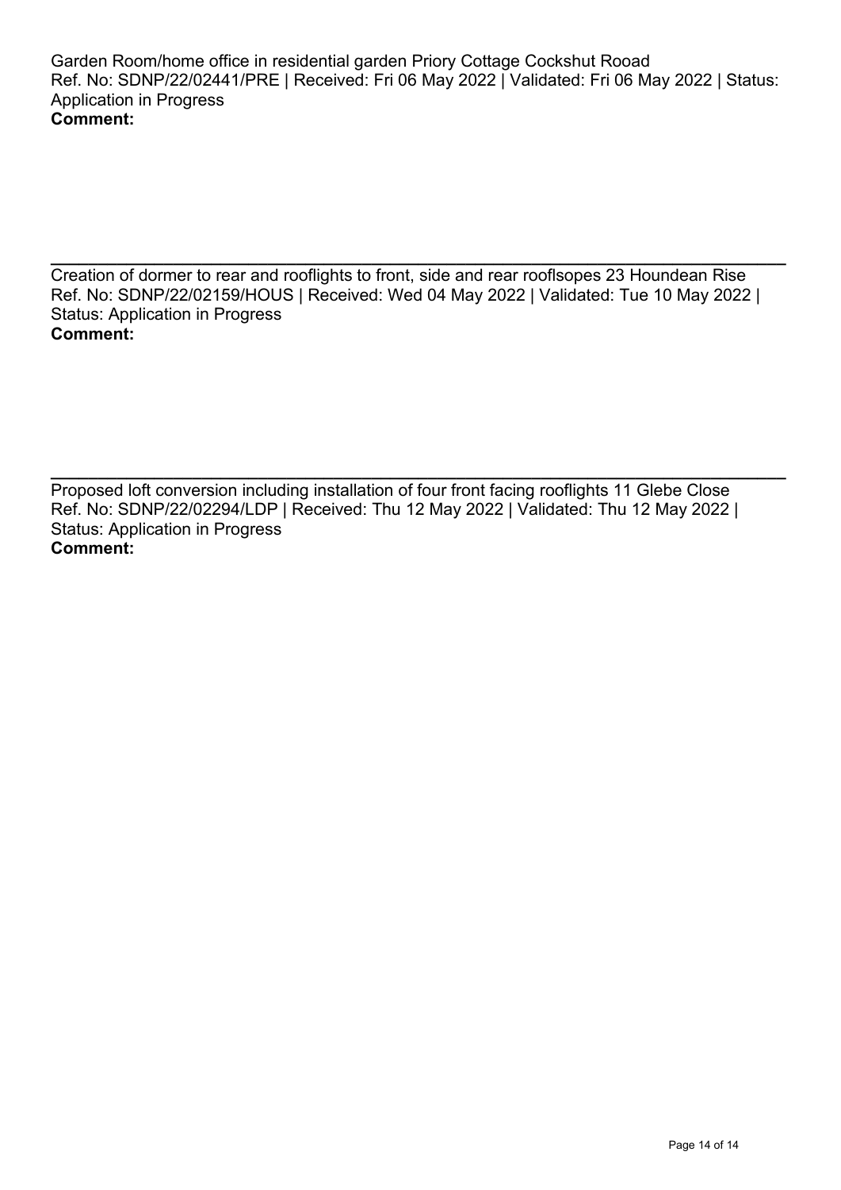Garden Room/home office in residential garden Priory Cottage Cockshut Rooad
Ref. No: SDNP/22/02441/PRE | Received: Fri 06 May 2022 | Validated: Fri 06 May 2022 | Status: Application in Progress
**Comment:**

---

Creation of dormer to rear and rooflights to front, side and rear rooflsopes 23 Houndean Rise
Ref. No: SDNP/22/02159/HOUS | Received: Wed 04 May 2022 | Validated: Tue 10 May 2022 | Status: Application in Progress
**Comment:**

---

Proposed loft conversion including installation of four front facing rooflights 11 Glebe Close
Ref. No: SDNP/22/02294/LDP | Received: Thu 12 May 2022 | Validated: Thu 12 May 2022 | Status: Application in Progress
**Comment:**